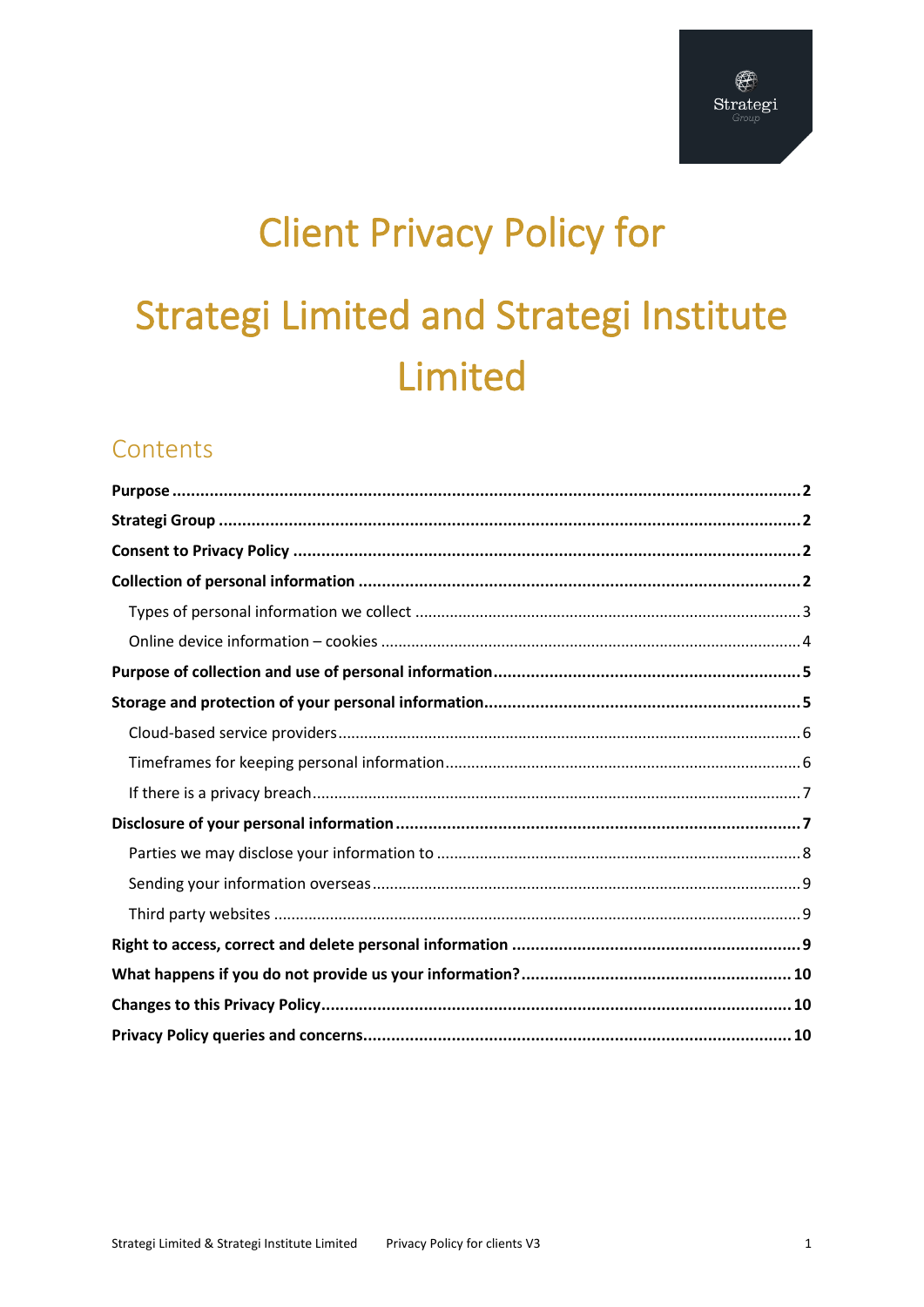# Client Privacy Policy for

# Strategi Limited and Strategi Institute Limited

## Contents

**Purpose** .......... **2**

**Strategi Group** .......... **2**

**Consent to Privacy Policy** .......... **2**

**Collection of personal information** .......... **2**

- Types of personal information we collect .......... 3
- Online device information – cookies .......... 4

**Purpose of collection and use of personal information** .......... **5**

**Storage and protection of your personal information** .......... **5**

- Cloud-based service providers .......... 6
- Timeframes for keeping personal information .......... 6
- If there is a privacy breach .......... 7

**Disclosure of your personal information** .......... **7**

- Parties we may disclose your information to .......... 8
- Sending your information overseas .......... 9
- Third party websites .......... 9

**Right to access, correct and delete personal information** .......... **9**

**What happens if you do not provide us your information?** .......... **10**

**Changes to this Privacy Policy** .......... **10**

**Privacy Policy queries and concerns** .......... **10**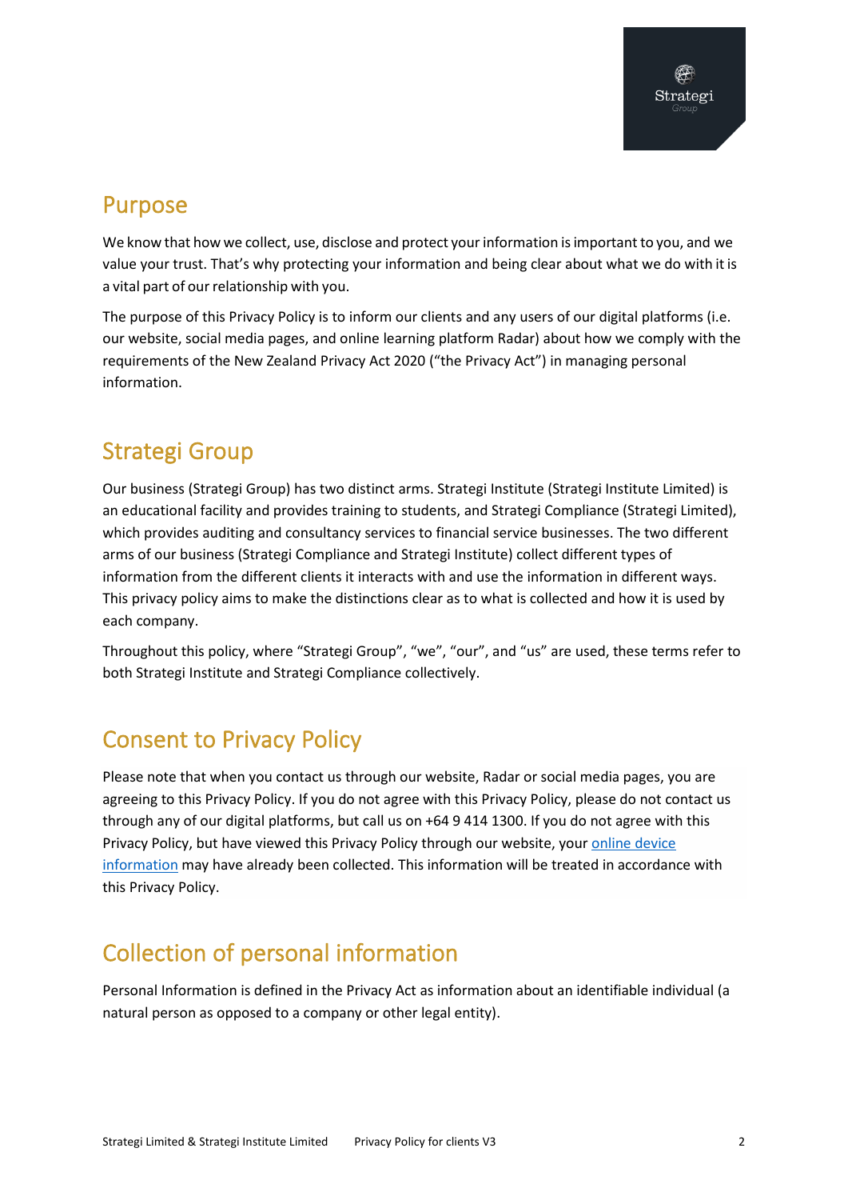## Purpose

We know that how we collect, use, disclose and protect your information is important to you, and we value your trust. That's why protecting your information and being clear about what we do with it is a vital part of our relationship with you.

The purpose of this Privacy Policy is to inform our clients and any users of our digital platforms (i.e. our website, social media pages, and online learning platform Radar) about how we comply with the requirements of the New Zealand Privacy Act 2020 ("the Privacy Act") in managing personal information.

## Strategi Group

Our business (Strategi Group) has two distinct arms. Strategi Institute (Strategi Institute Limited) is an educational facility and provides training to students, and Strategi Compliance (Strategi Limited), which provides auditing and consultancy services to financial service businesses. The two different arms of our business (Strategi Compliance and Strategi Institute) collect different types of information from the different clients it interacts with and use the information in different ways. This privacy policy aims to make the distinctions clear as to what is collected and how it is used by each company.

Throughout this policy, where "Strategi Group", "we", "our", and "us" are used, these terms refer to both Strategi Institute and Strategi Compliance collectively.

## Consent to Privacy Policy

Please note that when you contact us through our website, Radar or social media pages, you are agreeing to this Privacy Policy. If you do not agree with this Privacy Policy, please do not contact us through any of our digital platforms, but call us on +64 9 414 1300. If you do not agree with this Privacy Policy, but have viewed this Privacy Policy through our website, your online device information may have already been collected. This information will be treated in accordance with this Privacy Policy.

## Collection of personal information

Personal Information is defined in the Privacy Act as information about an identifiable individual (a natural person as opposed to a company or other legal entity).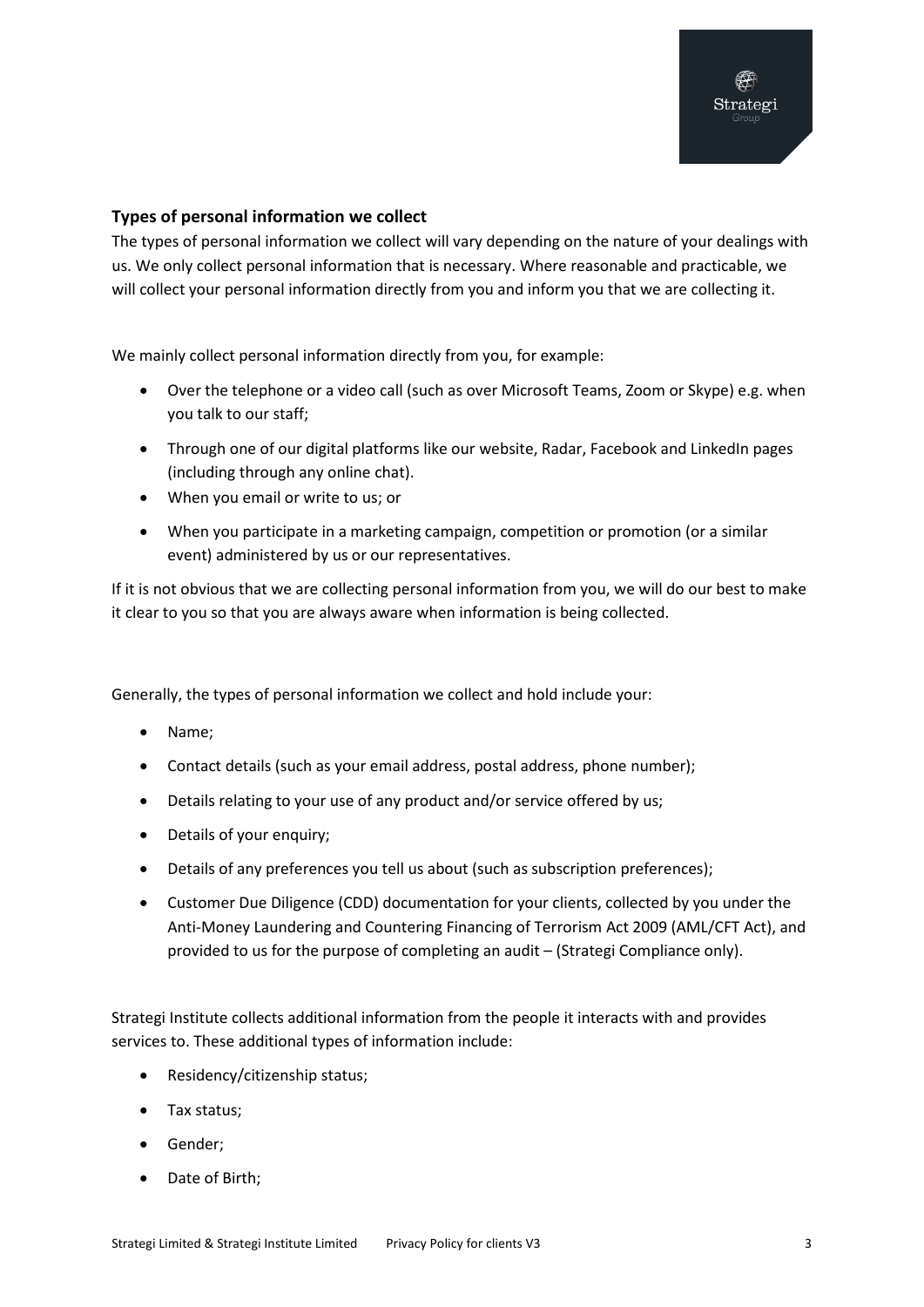## Types of personal information we collect

The types of personal information we collect will vary depending on the nature of your dealings with us. We only collect personal information that is necessary. Where reasonable and practicable, we will collect your personal information directly from you and inform you that we are collecting it.

We mainly collect personal information directly from you, for example:

- Over the telephone or a video call (such as over Microsoft Teams, Zoom or Skype) e.g. when you talk to our staff;
- Through one of our digital platforms like our website, Radar, Facebook and LinkedIn pages (including through any online chat).
- When you email or write to us; or
- When you participate in a marketing campaign, competition or promotion (or a similar event) administered by us or our representatives.

If it is not obvious that we are collecting personal information from you, we will do our best to make it clear to you so that you are always aware when information is being collected.

Generally, the types of personal information we collect and hold include your:

- Name;
- Contact details (such as your email address, postal address, phone number);
- Details relating to your use of any product and/or service offered by us;
- Details of your enquiry;
- Details of any preferences you tell us about (such as subscription preferences);
- Customer Due Diligence (CDD) documentation for your clients, collected by you under the Anti-Money Laundering and Countering Financing of Terrorism Act 2009 (AML/CFT Act), and provided to us for the purpose of completing an audit – (Strategi Compliance only).

Strategi Institute collects additional information from the people it interacts with and provides services to. These additional types of information include:

- Residency/citizenship status;
- Tax status;
- Gender;
- Date of Birth;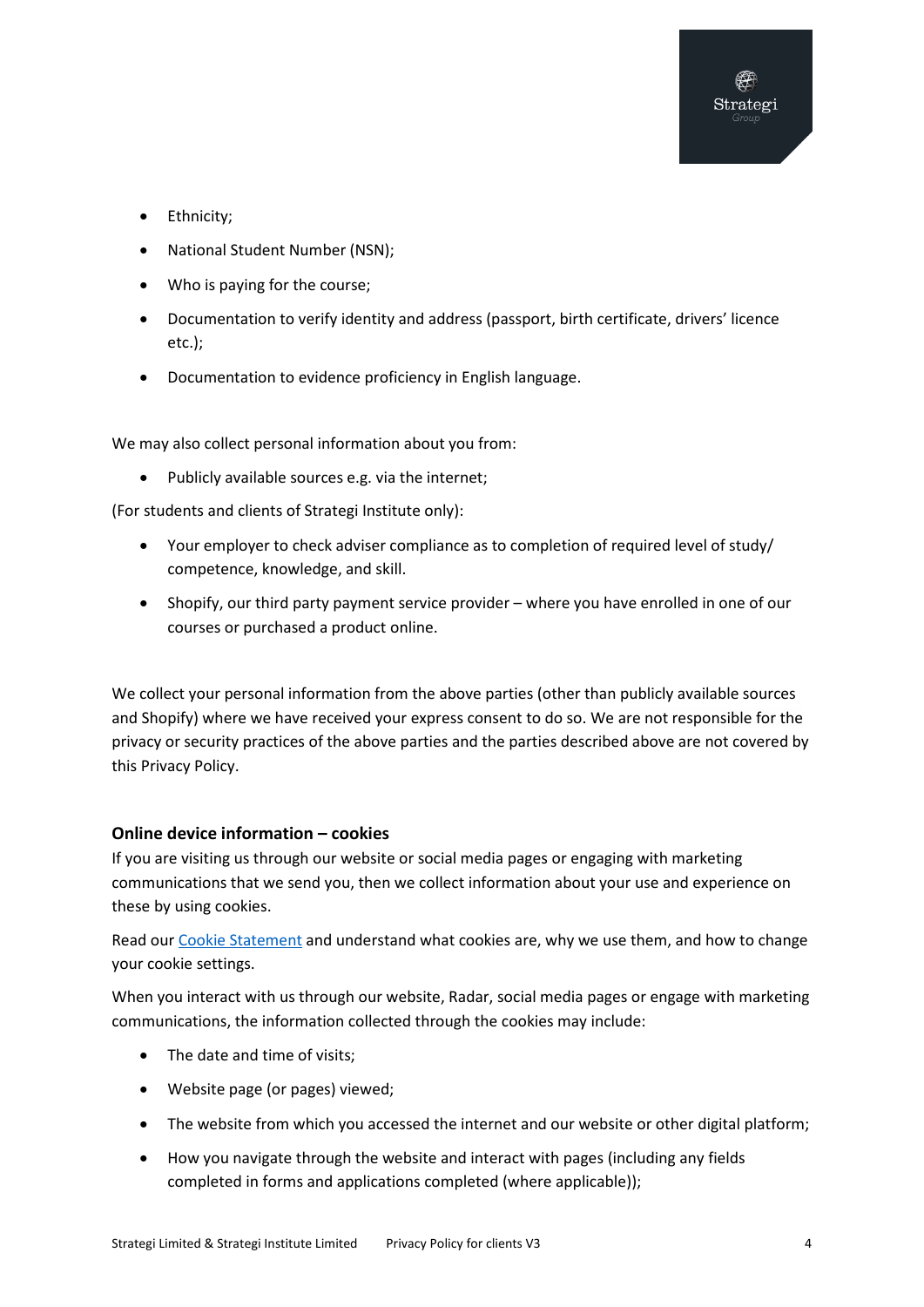- Ethnicity;
- National Student Number (NSN);
- Who is paying for the course;
- Documentation to verify identity and address (passport, birth certificate, drivers' licence etc.);
- Documentation to evidence proficiency in English language.

We may also collect personal information about you from:

- Publicly available sources e.g. via the internet;

(For students and clients of Strategi Institute only):

- Your employer to check adviser compliance as to completion of required level of study/ competence, knowledge, and skill.
- Shopify, our third party payment service provider – where you have enrolled in one of our courses or purchased a product online.

We collect your personal information from the above parties (other than publicly available sources and Shopify) where we have received your express consent to do so. We are not responsible for the privacy or security practices of the above parties and the parties described above are not covered by this Privacy Policy.

### Online device information – cookies

If you are visiting us through our website or social media pages or engaging with marketing communications that we send you, then we collect information about your use and experience on these by using cookies.

Read our Cookie Statement and understand what cookies are, why we use them, and how to change your cookie settings.

When you interact with us through our website, Radar, social media pages or engage with marketing communications, the information collected through the cookies may include:

- The date and time of visits;
- Website page (or pages) viewed;
- The website from which you accessed the internet and our website or other digital platform;
- How you navigate through the website and interact with pages (including any fields completed in forms and applications completed (where applicable));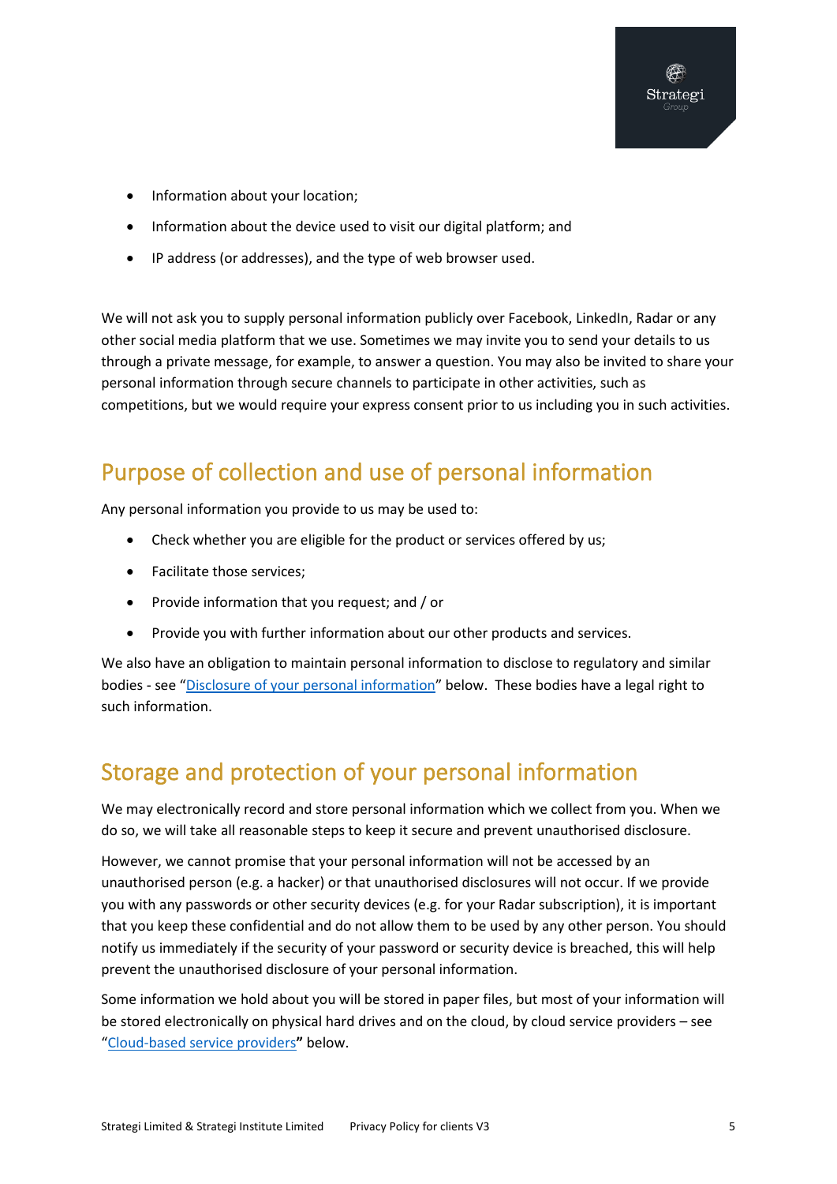- Information about your location;
- Information about the device used to visit our digital platform; and
- IP address (or addresses), and the type of web browser used.

We will not ask you to supply personal information publicly over Facebook, LinkedIn, Radar or any other social media platform that we use. Sometimes we may invite you to send your details to us through a private message, for example, to answer a question. You may also be invited to share your personal information through secure channels to participate in other activities, such as competitions, but we would require your express consent prior to us including you in such activities.

## Purpose of collection and use of personal information

Any personal information you provide to us may be used to:

- Check whether you are eligible for the product or services offered by us;
- Facilitate those services;
- Provide information that you request; and / or
- Provide you with further information about our other products and services.

We also have an obligation to maintain personal information to disclose to regulatory and similar bodies - see "Disclosure of your personal information" below. These bodies have a legal right to such information.

## Storage and protection of your personal information

We may electronically record and store personal information which we collect from you. When we do so, we will take all reasonable steps to keep it secure and prevent unauthorised disclosure.

However, we cannot promise that your personal information will not be accessed by an unauthorised person (e.g. a hacker) or that unauthorised disclosures will not occur. If we provide you with any passwords or other security devices (e.g. for your Radar subscription), it is important that you keep these confidential and do not allow them to be used by any other person. You should notify us immediately if the security of your password or security device is breached, this will help prevent the unauthorised disclosure of your personal information.

Some information we hold about you will be stored in paper files, but most of your information will be stored electronically on physical hard drives and on the cloud, by cloud service providers – see "Cloud-based service providers**"** below.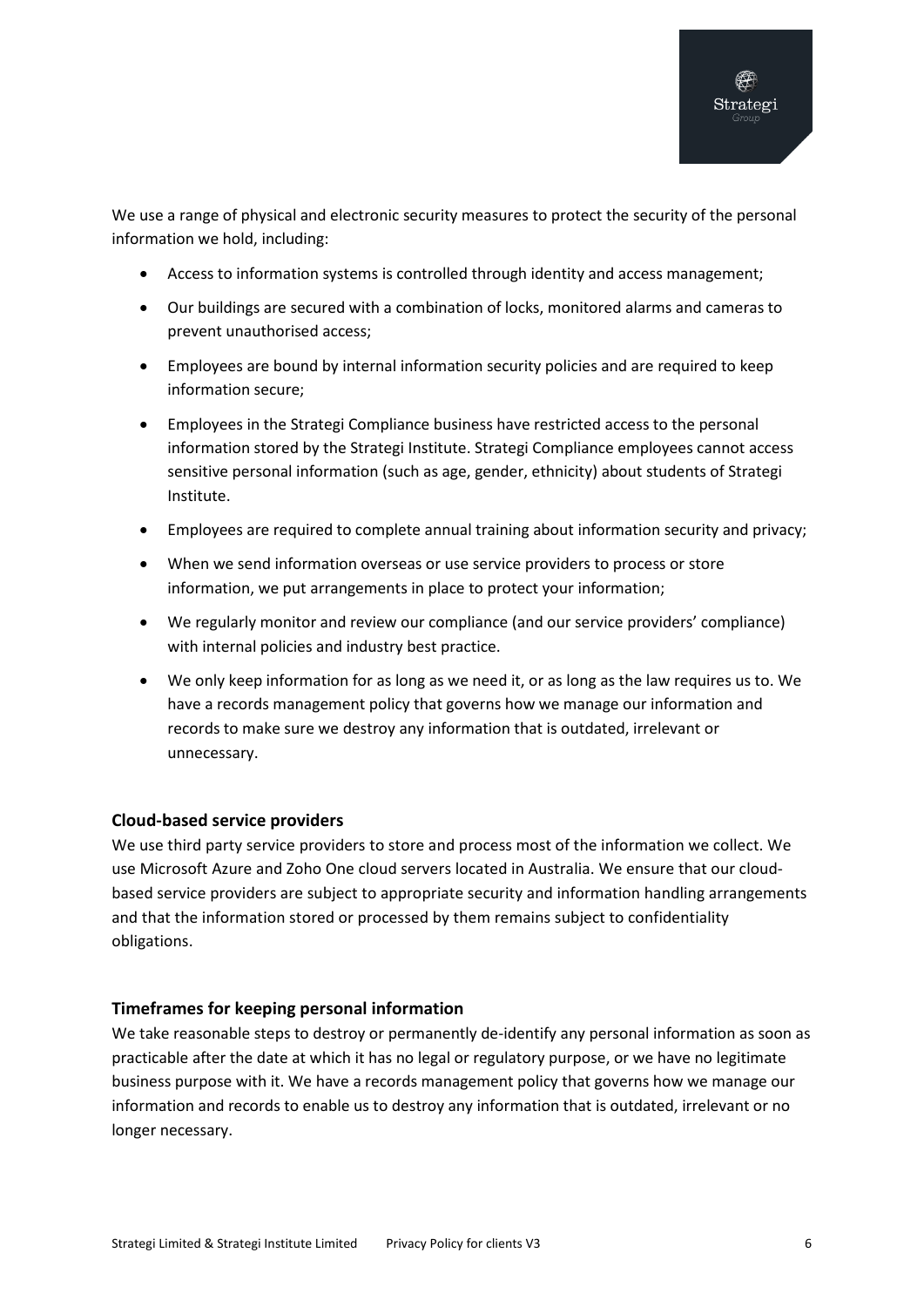We use a range of physical and electronic security measures to protect the security of the personal information we hold, including:

- Access to information systems is controlled through identity and access management;
- Our buildings are secured with a combination of locks, monitored alarms and cameras to prevent unauthorised access;
- Employees are bound by internal information security policies and are required to keep information secure;
- Employees in the Strategi Compliance business have restricted access to the personal information stored by the Strategi Institute. Strategi Compliance employees cannot access sensitive personal information (such as age, gender, ethnicity) about students of Strategi Institute.
- Employees are required to complete annual training about information security and privacy;
- When we send information overseas or use service providers to process or store information, we put arrangements in place to protect your information;
- We regularly monitor and review our compliance (and our service providers' compliance) with internal policies and industry best practice.
- We only keep information for as long as we need it, or as long as the law requires us to. We have a records management policy that governs how we manage our information and records to make sure we destroy any information that is outdated, irrelevant or unnecessary.

### Cloud-based service providers

We use third party service providers to store and process most of the information we collect. We use Microsoft Azure and Zoho One cloud servers located in Australia. We ensure that our cloud-based service providers are subject to appropriate security and information handling arrangements and that the information stored or processed by them remains subject to confidentiality obligations.

### Timeframes for keeping personal information

We take reasonable steps to destroy or permanently de-identify any personal information as soon as practicable after the date at which it has no legal or regulatory purpose, or we have no legitimate business purpose with it. We have a records management policy that governs how we manage our information and records to enable us to destroy any information that is outdated, irrelevant or no longer necessary.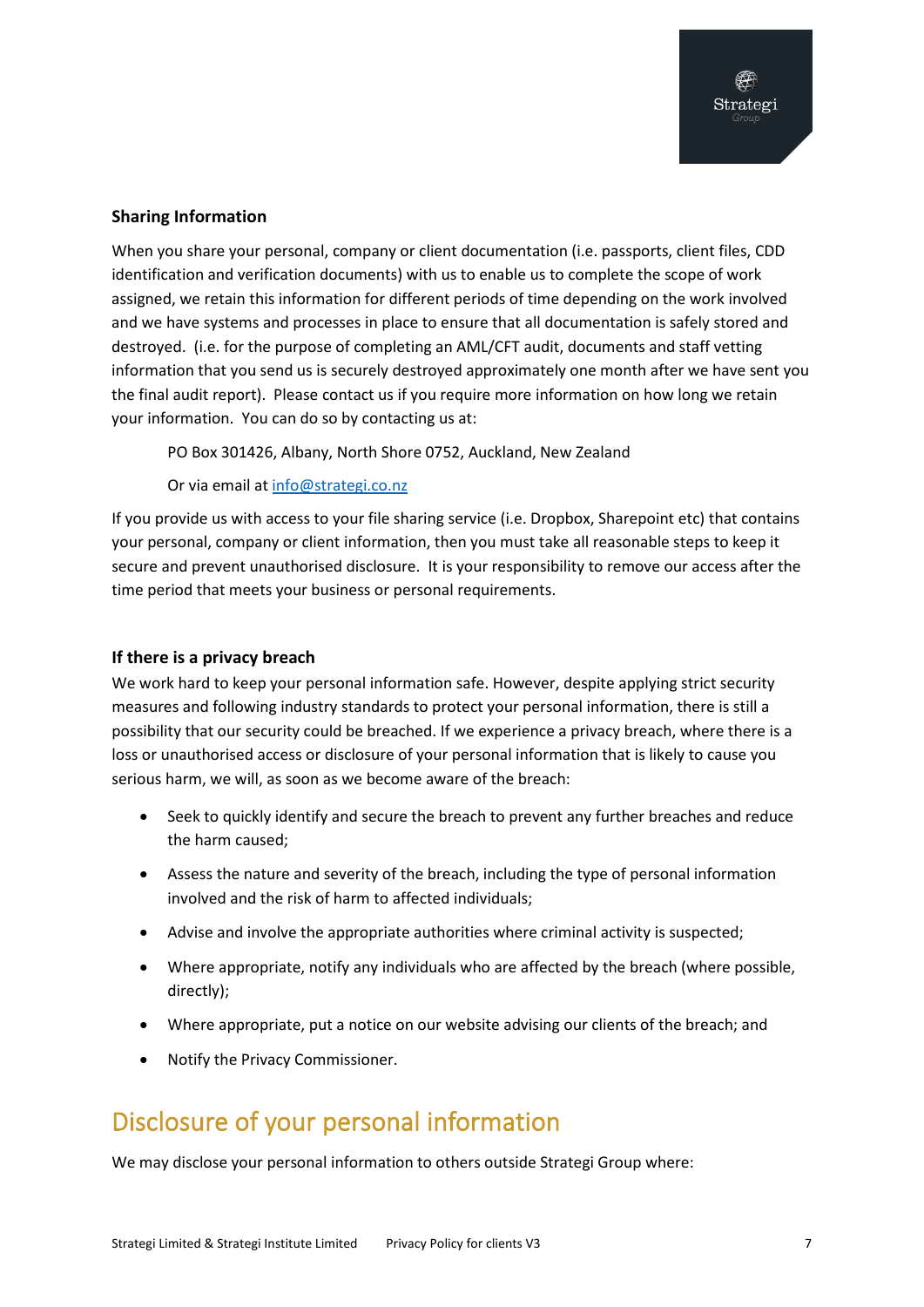### Sharing Information

When you share your personal, company or client documentation (i.e. passports, client files, CDD identification and verification documents) with us to enable us to complete the scope of work assigned, we retain this information for different periods of time depending on the work involved and we have systems and processes in place to ensure that all documentation is safely stored and destroyed. (i.e. for the purpose of completing an AML/CFT audit, documents and staff vetting information that you send us is securely destroyed approximately one month after we have sent you the final audit report). Please contact us if you require more information on how long we retain your information. You can do so by contacting us at:

PO Box 301426, Albany, North Shore 0752, Auckland, New Zealand

Or via email at info@strategi.co.nz

If you provide us with access to your file sharing service (i.e. Dropbox, Sharepoint etc) that contains your personal, company or client information, then you must take all reasonable steps to keep it secure and prevent unauthorised disclosure. It is your responsibility to remove our access after the time period that meets your business or personal requirements.

### If there is a privacy breach

We work hard to keep your personal information safe. However, despite applying strict security measures and following industry standards to protect your personal information, there is still a possibility that our security could be breached. If we experience a privacy breach, where there is a loss or unauthorised access or disclosure of your personal information that is likely to cause you serious harm, we will, as soon as we become aware of the breach:

- Seek to quickly identify and secure the breach to prevent any further breaches and reduce the harm caused;
- Assess the nature and severity of the breach, including the type of personal information involved and the risk of harm to affected individuals;
- Advise and involve the appropriate authorities where criminal activity is suspected;
- Where appropriate, notify any individuals who are affected by the breach (where possible, directly);
- Where appropriate, put a notice on our website advising our clients of the breach; and
- Notify the Privacy Commissioner.

## Disclosure of your personal information

We may disclose your personal information to others outside Strategi Group where: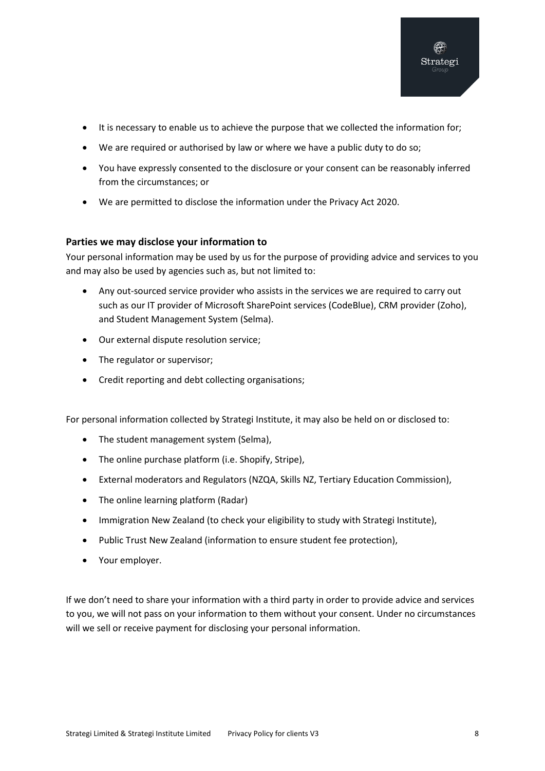- It is necessary to enable us to achieve the purpose that we collected the information for;
- We are required or authorised by law or where we have a public duty to do so;
- You have expressly consented to the disclosure or your consent can be reasonably inferred from the circumstances; or
- We are permitted to disclose the information under the Privacy Act 2020.

### Parties we may disclose your information to

Your personal information may be used by us for the purpose of providing advice and services to you and may also be used by agencies such as, but not limited to:

- Any out-sourced service provider who assists in the services we are required to carry out such as our IT provider of Microsoft SharePoint services (CodeBlue), CRM provider (Zoho), and Student Management System (Selma).
- Our external dispute resolution service;
- The regulator or supervisor;
- Credit reporting and debt collecting organisations;

For personal information collected by Strategi Institute, it may also be held on or disclosed to:

- The student management system (Selma),
- The online purchase platform (i.e. Shopify, Stripe),
- External moderators and Regulators (NZQA, Skills NZ, Tertiary Education Commission),
- The online learning platform (Radar)
- Immigration New Zealand (to check your eligibility to study with Strategi Institute),
- Public Trust New Zealand (information to ensure student fee protection),
- Your employer.

If we don't need to share your information with a third party in order to provide advice and services to you, we will not pass on your information to them without your consent. Under no circumstances will we sell or receive payment for disclosing your personal information.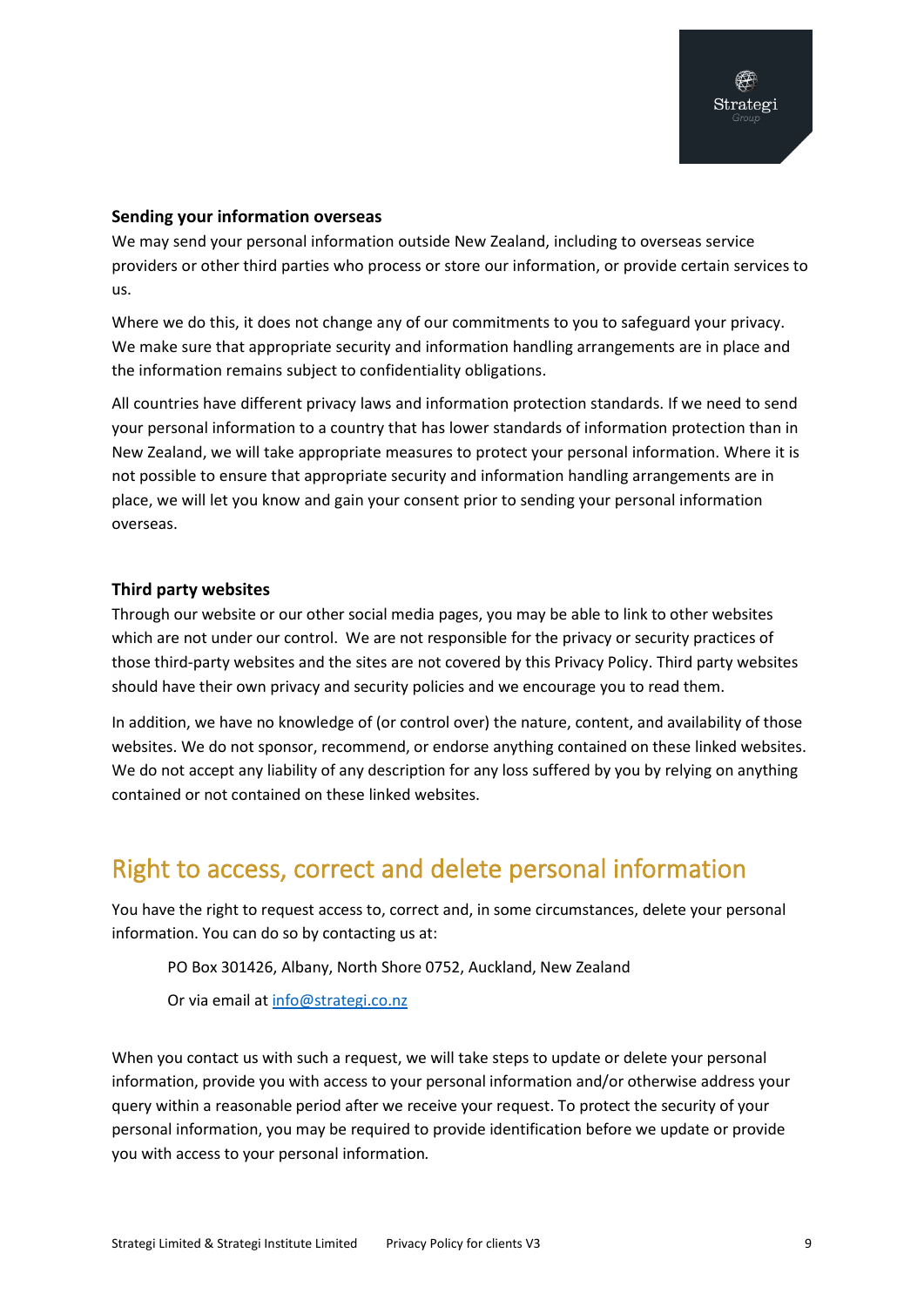### Sending your information overseas

We may send your personal information outside New Zealand, including to overseas service providers or other third parties who process or store our information, or provide certain services to us.

Where we do this, it does not change any of our commitments to you to safeguard your privacy. We make sure that appropriate security and information handling arrangements are in place and the information remains subject to confidentiality obligations.

All countries have different privacy laws and information protection standards. If we need to send your personal information to a country that has lower standards of information protection than in New Zealand, we will take appropriate measures to protect your personal information. Where it is not possible to ensure that appropriate security and information handling arrangements are in place, we will let you know and gain your consent prior to sending your personal information overseas.

### Third party websites

Through our website or our other social media pages, you may be able to link to other websites which are not under our control. We are not responsible for the privacy or security practices of those third-party websites and the sites are not covered by this Privacy Policy. Third party websites should have their own privacy and security policies and we encourage you to read them.

In addition, we have no knowledge of (or control over) the nature, content, and availability of those websites. We do not sponsor, recommend, or endorse anything contained on these linked websites. We do not accept any liability of any description for any loss suffered by you by relying on anything contained or not contained on these linked websites.

## Right to access, correct and delete personal information

You have the right to request access to, correct and, in some circumstances, delete your personal information. You can do so by contacting us at:

PO Box 301426, Albany, North Shore 0752, Auckland, New Zealand

Or via email at info@strategi.co.nz

When you contact us with such a request, we will take steps to update or delete your personal information, provide you with access to your personal information and/or otherwise address your query within a reasonable period after we receive your request. To protect the security of your personal information, you may be required to provide identification before we update or provide you with access to your personal information.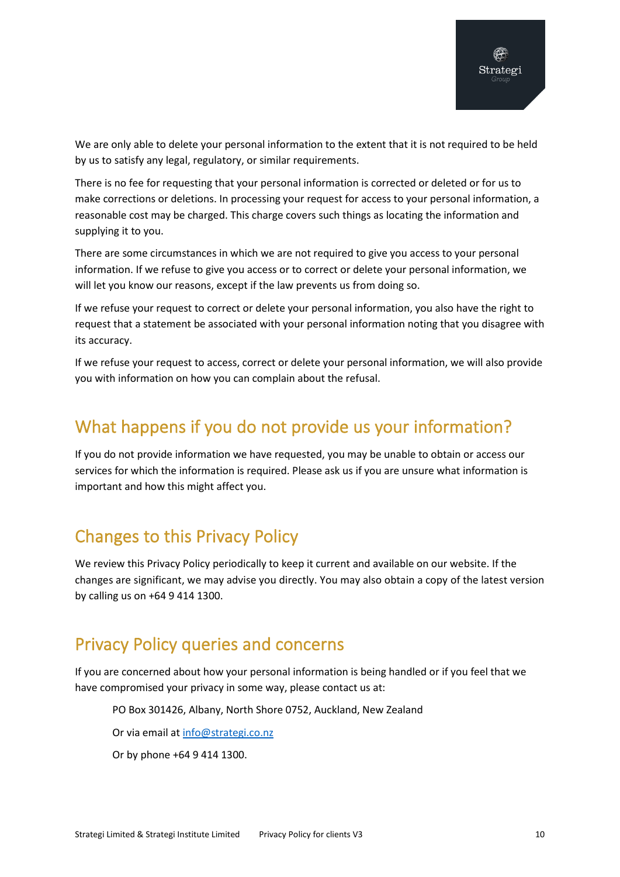We are only able to delete your personal information to the extent that it is not required to be held by us to satisfy any legal, regulatory, or similar requirements.

There is no fee for requesting that your personal information is corrected or deleted or for us to make corrections or deletions. In processing your request for access to your personal information, a reasonable cost may be charged. This charge covers such things as locating the information and supplying it to you.

There are some circumstances in which we are not required to give you access to your personal information. If we refuse to give you access or to correct or delete your personal information, we will let you know our reasons, except if the law prevents us from doing so.

If we refuse your request to correct or delete your personal information, you also have the right to request that a statement be associated with your personal information noting that you disagree with its accuracy.

If we refuse your request to access, correct or delete your personal information, we will also provide you with information on how you can complain about the refusal.

## What happens if you do not provide us your information?

If you do not provide information we have requested, you may be unable to obtain or access our services for which the information is required. Please ask us if you are unsure what information is important and how this might affect you.

## Changes to this Privacy Policy

We review this Privacy Policy periodically to keep it current and available on our website. If the changes are significant, we may advise you directly. You may also obtain a copy of the latest version by calling us on +64 9 414 1300.

## Privacy Policy queries and concerns

If you are concerned about how your personal information is being handled or if you feel that we have compromised your privacy in some way, please contact us at:

> PO Box 301426, Albany, North Shore 0752, Auckland, New Zealand
>
> Or via email at info@strategi.co.nz
>
> Or by phone +64 9 414 1300.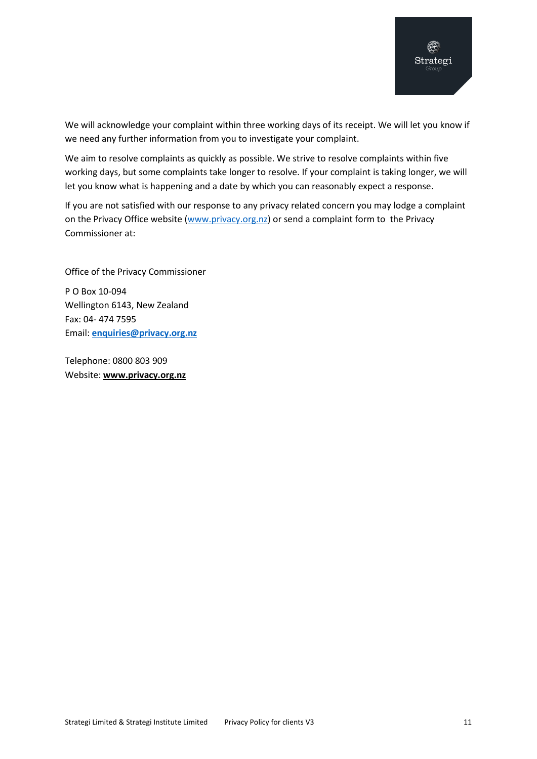We will acknowledge your complaint within three working days of its receipt. We will let you know if we need any further information from you to investigate your complaint.

We aim to resolve complaints as quickly as possible. We strive to resolve complaints within five working days, but some complaints take longer to resolve. If your complaint is taking longer, we will let you know what is happening and a date by which you can reasonably expect a response.

If you are not satisfied with our response to any privacy related concern you may lodge a complaint on the Privacy Office website (www.privacy.org.nz) or send a complaint form to the Privacy Commissioner at:

Office of the Privacy Commissioner

P O Box 10-094
Wellington 6143, New Zealand
Fax: 04- 474 7595
Email: **enquiries@privacy.org.nz**

Telephone: 0800 803 909
Website: **www.privacy.org.nz**